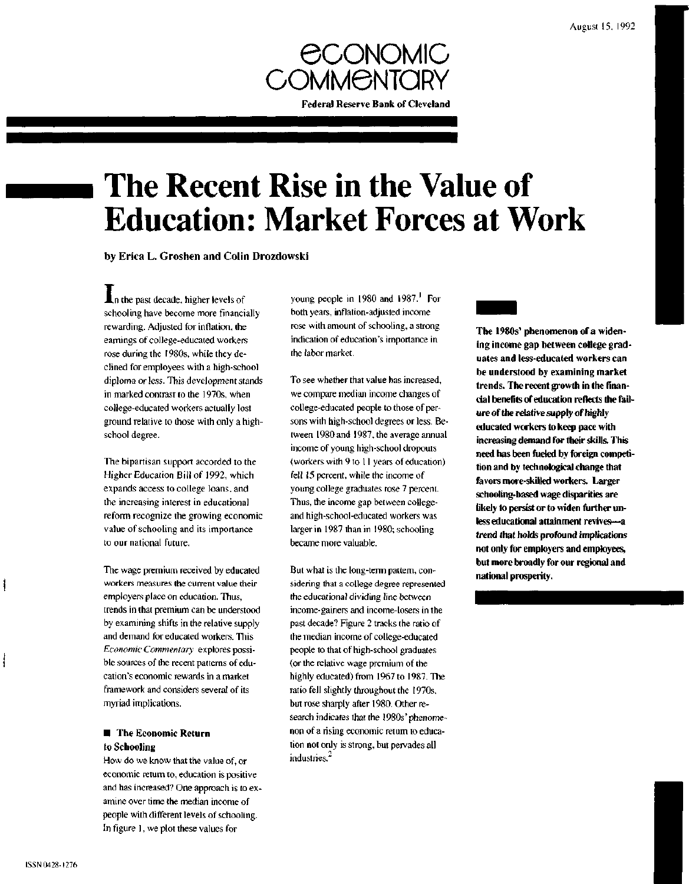August 15, 1992

# ECONOMIC COMMENTARY

**Federal Reserve Bank of Cleveland**

# The Recent Rise in the Value of Education: Market Forces at Work

**by Erica L. Groshen and Colin Drozdowski**

**The 1980s' phenomenon of a widening income gap between college graduates and less-educated workers can be understood by examining market trends. The recent growth in the financial benefits of education reflects the failure of the relative supply of highly educated workers to keep pace with increasing demand for their skills. This need has been fueled by foreign competition and by technological change that favors more-skilled workers. Larger schooling-based wage disparities are likely to persist or to widen further unless educational attainment revives—a trend that holds profound implications not only for employers and employees, but more broadly for our regional and national prosperity.**

In the past decade, higher levels of schooling have become more financially rewarding. Adjusted for inflation, the earnings of college-educated workers rose during the 1980s, while they declined for employees with a high-school diploma or less. This development stands in marked contrast to the 1970s, when college-educated workers actually lost ground relative to those with only a high-school degree.

The bipartisan support accorded to the Higher Education Bill of 1992, which expands access to college loans, and the increasing interest in educational reform recognize the growing economic value of schooling and its importance to our national future.

The wage premium received by educated workers measures the current value their employers place on education. Thus, trends in that premium can be understood by examining shifts in the relative supply and demand for educated workers. This *Economic Commentary* explores possible sources of the recent patterns of education's economic rewards in a market framework and considers several of its myriad implications.

## The Economic Return to Schooling

How do we know that the value of, or economic return to, education is positive and has increased? One approach is to examine over time the median income of people with different levels of schooling. In figure 1, we plot these values for young people in 1980 and 1987.[1] For both years, inflation-adjusted income rose with amount of schooling, a strong indication of education's importance in the labor market.

To see whether that value has increased, we compare median income changes of college-educated people to those of persons with high-school degrees or less. Between 1980 and 1987, the average annual income of young high-school dropouts (workers with 9 to 11 years of education) fell 15 percent, while the income of young college graduates rose 7 percent. Thus, the income gap between college- and high-school-educated workers was larger in 1987 than in 1980; schooling became more valuable.

But what is the long-term pattern, considering that a college degree represented the educational dividing line between income-gainers and income-losers in the past decade? Figure 2 tracks the ratio of the median income of college-educated people to that of high-school graduates (or the relative wage premium of the highly educated) from 1967 to 1987. The ratio fell slightly throughout the 1970s, but rose sharply after 1980. Other research indicates that the 1980s' phenomenon of a rising economic return to education not only is strong, but pervades all industries.[2]

ISSN 0428-1276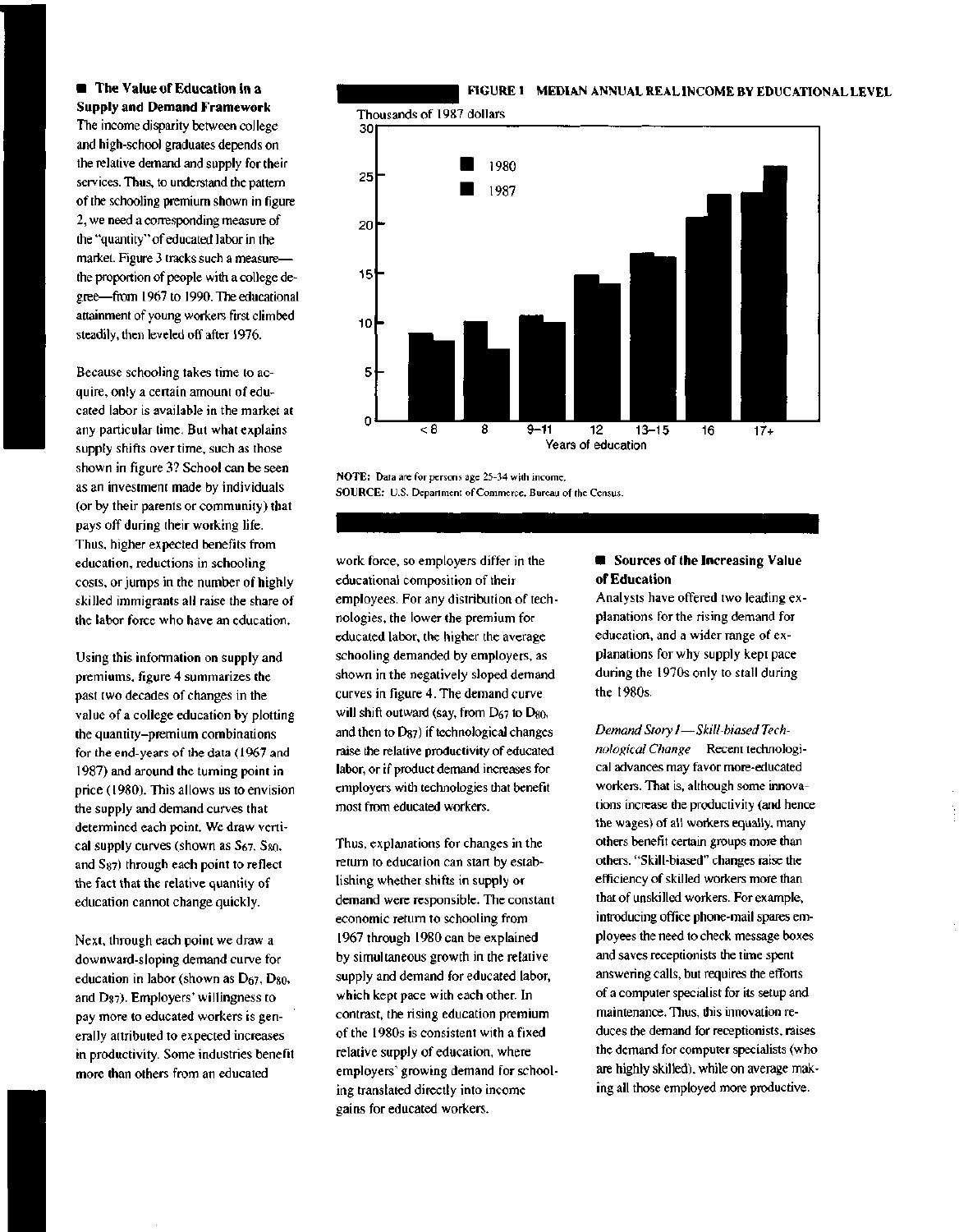## The Value of Education in a Supply and Demand Framework

The income disparity between college and high-school graduates depends on the relative demand and supply for their services. Thus, to understand the pattern of the schooling premium shown in figure 2, we need a corresponding measure of the "quantity" of educated labor in the market. Figure 3 tracks such a measure—the proportion of people with a college degree—from 1967 to 1990. The educational attainment of young workers first climbed steadily, then leveled off after 1976.

Because schooling takes time to acquire, only a certain amount of educated labor is available in the market at any particular time. But what explains supply shifts over time, such as those shown in figure 3? School can be seen as an investment made by individuals (or by their parents or community) that pays off during their working life. Thus, higher expected benefits from education, reductions in schooling costs, or jumps in the number of highly skilled immigrants all raise the share of the labor force who have an education.

Using this information on supply and premiums, figure 4 summarizes the past two decades of changes in the value of a college education by plotting the quantity–premium combinations for the end-years of the data (1967 and 1987) and around the turning point in price (1980). This allows us to envision the supply and demand curves that determined each point. We draw vertical supply curves (shown as $S_{67}$, $S_{80}$, and $S_{87}$) through each point to reflect the fact that the relative quantity of education cannot change quickly.

Next, through each point we draw a downward-sloping demand curve for education in labor (shown as $D_{67}$, $D_{80}$, and $D_{87}$). Employers' willingness to pay more to educated workers is generally attributed to expected increases in productivity. Some industries benefit more than others from an educated work force, so employers differ in the educational composition of their employees. For any distribution of technologies, the lower the premium for educated labor, the higher the average schooling demanded by employers, as shown in the negatively sloped demand curves in figure 4. The demand curve will shift outward (say, from $D_{67}$ to $D_{80}$, and then to $D_{87}$) if technological changes raise the relative productivity of educated labor, or if product demand increases for employers with technologies that benefit most from educated workers.

Thus, explanations for changes in the return to education can start by establishing whether shifts in supply or demand were responsible. The constant economic return to schooling from 1967 through 1980 can be explained by simultaneous growth in the relative supply and demand for educated labor, which kept pace with each other. In contrast, the rising education premium of the 1980s is consistent with a fixed relative supply of education, where employers' growing demand for schooling translated directly into income gains for educated workers.

## Sources of the Increasing Value of Education

Analysts have offered two leading explanations for the rising demand for education, and a wider range of explanations for why supply kept pace during the 1970s only to stall during the 1980s.

*Demand Story I—Skill-biased Technological Change* Recent technological advances may favor more-educated workers. That is, although some innovations increase the productivity (and hence the wages) of all workers equally, many others benefit certain groups more than others. "Skill-biased" changes raise the efficiency of skilled workers more than that of unskilled workers. For example, introducing office phone-mail spares employees the need to check message boxes and saves receptionists the time spent answering calls, but requires the efforts of a computer specialist for its setup and maintenance. Thus, this innovation reduces the demand for receptionists, raises the demand for computer specialists (who are highly skilled), while on average making all those employed more productive.

**FIGURE 1 MEDIAN ANNUAL REAL INCOME BY EDUCATIONAL LEVEL**

Thousands of 1987 dollars

| Years of education | 1980 | 1987 |
|---|---|---|
| < 8 | ~9 | ~8 |
| 8 | ~10 | ~7 |
| 9–11 | ~11 | ~10 |
| 12 | ~15 | ~14 |
| 13–15 | ~17 | ~16.5 |
| 16 | ~21 | ~23 |
| 17+ | ~23 | ~26 |

NOTE: Data are for persons age 25–34 with income.
SOURCE: U.S. Department of Commerce, Bureau of the Census.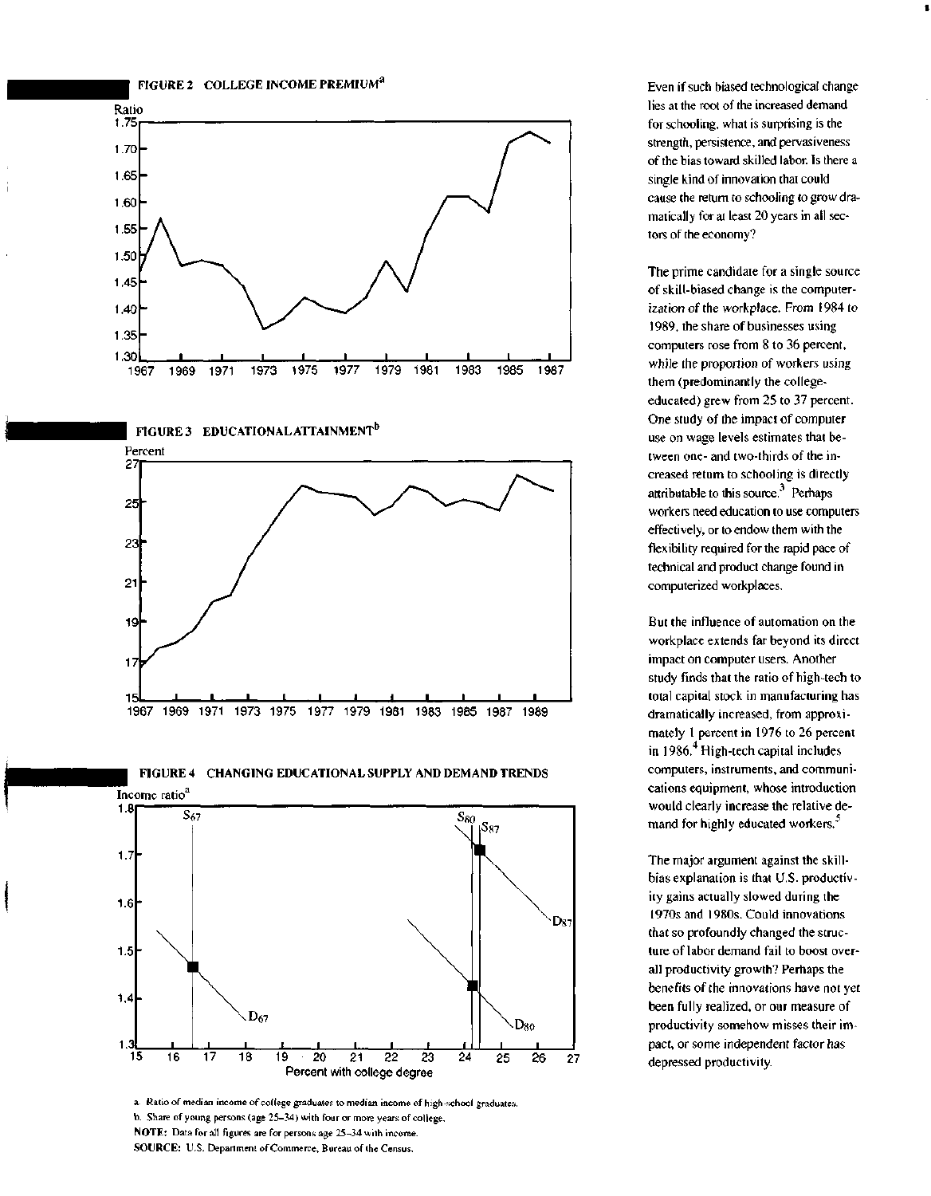**FIGURE 2 COLLEGE INCOME PREMIUM**[a]

**FIGURE 3 EDUCATIONAL ATTAINMENT**[b]

**FIGURE 4 CHANGING EDUCATIONAL SUPPLY AND DEMAND TRENDS**

a. Ratio of median income of college graduates to median income of high-school graduates.

b. Share of young persons (age 25–34) with four or more years of college.

NOTE: Data for all figures are for persons age 25–34 with income.

SOURCE: U.S. Department of Commerce, Bureau of the Census.

Even if such biased technological change lies at the root of the increased demand for schooling, what is surprising is the strength, persistence, and pervasiveness of the bias toward skilled labor. Is there a single kind of innovation that could cause the return to schooling to grow dramatically for at least 20 years in all sectors of the economy?

The prime candidate for a single source of skill-biased change is the computerization of the workplace. From 1984 to 1989, the share of businesses using computers rose from 8 to 36 percent, while the proportion of workers using them (predominantly the college-educated) grew from 25 to 37 percent. One study of the impact of computer use on wage levels estimates that between one- and two-thirds of the increased return to schooling is directly attributable to this source.[3] Perhaps workers need education to use computers effectively, or to endow them with the flexibility required for the rapid pace of technical and product change found in computerized workplaces.

But the influence of automation on the workplace extends far beyond its direct impact on computer users. Another study finds that the ratio of high-tech to total capital stock in manufacturing has dramatically increased, from approximately 1 percent in 1976 to 26 percent in 1986.[4] High-tech capital includes computers, instruments, and communications equipment, whose introduction would clearly increase the relative demand for highly educated workers.[5]

The major argument against the skill-bias explanation is that U.S. productivity gains actually slowed during the 1970s and 1980s. Could innovations that so profoundly changed the structure of labor demand fail to boost overall productivity growth? Perhaps the benefits of the innovations have not yet been fully realized, or our measure of productivity somehow misses their impact, or some independent factor has depressed productivity.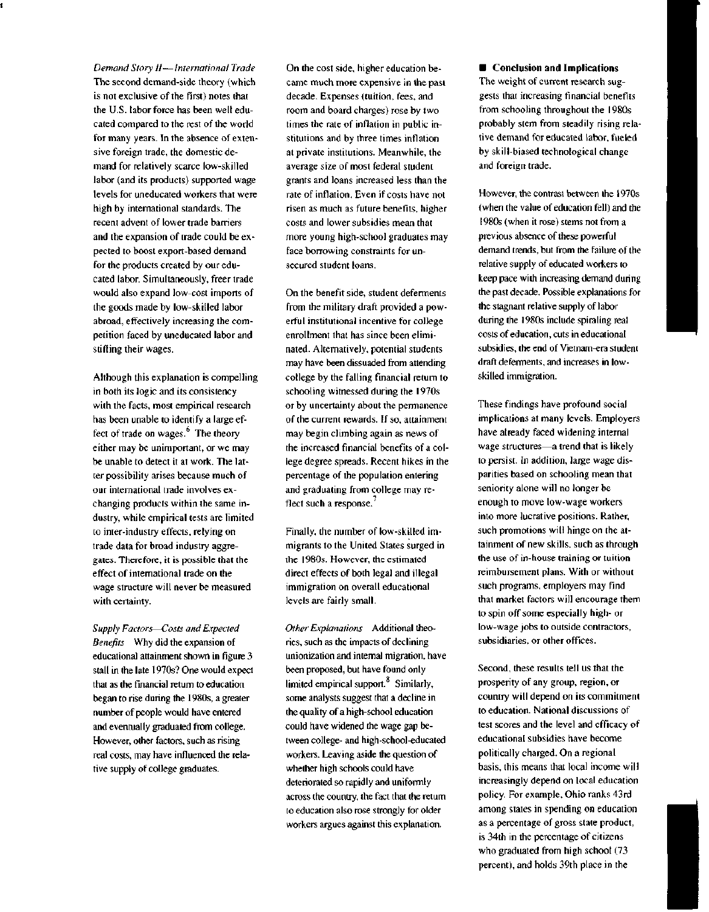*Demand Story II—International Trade*
The second demand-side theory (which is not exclusive of the first) notes that the U.S. labor force has been well educated compared to the rest of the world for many years. In the absence of extensive foreign trade, the domestic demand for relatively scarce low-skilled labor (and its products) supported wage levels for uneducated workers that were high by international standards. The recent advent of lower trade barriers and the expansion of trade could be expected to boost export-based demand for the products created by our educated labor. Simultaneously, freer trade would also expand low-cost imports of the goods made by low-skilled labor abroad, effectively increasing the competition faced by uneducated labor and stifling their wages.

Although this explanation is compelling in both its logic and its consistency with the facts, most empirical research has been unable to identify a large effect of trade on wages.[6] The theory either may be unimportant, or we may be unable to detect it at work. The latter possibility arises because much of our international trade involves exchanging products within the same industry, while empirical tests are limited to inter-industry effects, relying on trade data for broad industry aggregates. Therefore, it is possible that the effect of international trade on the wage structure will never be measured with certainty.

*Supply Factors—Costs and Expected Benefits* Why did the expansion of educational attainment shown in figure 3 stall in the late 1970s? One would expect that as the financial return to education began to rise during the 1980s, a greater number of people would have entered and eventually graduated from college. However, other factors, such as rising real costs, may have influenced the relative supply of college graduates.

On the cost side, higher education became much more expensive in the past decade. Expenses (tuition, fees, and room and board charges) rose by two times the rate of inflation in public institutions and by three times inflation at private institutions. Meanwhile, the average size of most federal student grants and loans increased less than the rate of inflation. Even if costs have not risen as much as future benefits, higher costs and lower subsidies mean that more young high-school graduates may face borrowing constraints for unsecured student loans.

On the benefit side, student deferments from the military draft provided a powerful institutional incentive for college enrollment that has since been eliminated. Alternatively, potential students may have been dissuaded from attending college by the falling financial return to schooling witnessed during the 1970s or by uncertainty about the permanence of the current rewards. If so, attainment may begin climbing again as news of the increased financial benefits of a college degree spreads. Recent hikes in the percentage of the population entering and graduating from college may reflect such a response.[7]

Finally, the number of low-skilled immigrants to the United States surged in the 1980s. However, the estimated direct effects of both legal and illegal immigration on overall educational levels are fairly small.

*Other Explanations* Additional theories, such as the impacts of declining unionization and internal migration, have been proposed, but have found only limited empirical support.[8] Similarly, some analysts suggest that a decline in the quality of a high-school education could have widened the wage gap between college- and high-school-educated workers. Leaving aside the question of whether high schools could have deteriorated so rapidly and uniformly across the country, the fact that the return to education also rose strongly for older workers argues against this explanation.

## Conclusion and Implications

The weight of current research suggests that increasing financial benefits from schooling throughout the 1980s probably stem from steadily rising relative demand for educated labor, fueled by skill-biased technological change and foreign trade.

However, the contrast between the 1970s (when the value of education fell) and the 1980s (when it rose) stems not from a previous absence of these powerful demand trends, but from the failure of the relative supply of educated workers to keep pace with increasing demand during the past decade. Possible explanations for the stagnant relative supply of labor during the 1980s include spiraling real costs of education, cuts in educational subsidies, the end of Vietnam-era student draft deferments, and increases in low-skilled immigration.

These findings have profound social implications at many levels. Employers have already faced widening internal wage structures—a trend that is likely to persist. In addition, large wage disparities based on schooling mean that seniority alone will no longer be enough to move low-wage workers into more lucrative positions. Rather, such promotions will hinge on the attainment of new skills, such as through the use of in-house training or tuition reimbursement plans. With or without such programs, employers may find that market factors will encourage them to spin off some especially high- or low-wage jobs to outside contractors, subsidiaries, or other offices.

Second, these results tell us that the prosperity of any group, region, or country will depend on its commitment to education. National discussions of test scores and the level and efficacy of educational subsidies have become politically charged. On a regional basis, this means that local income will increasingly depend on local education policy. For example, Ohio ranks 43rd among states in spending on education as a percentage of gross state product, is 34th in the percentage of citizens who graduated from high school (73 percent), and holds 39th place in the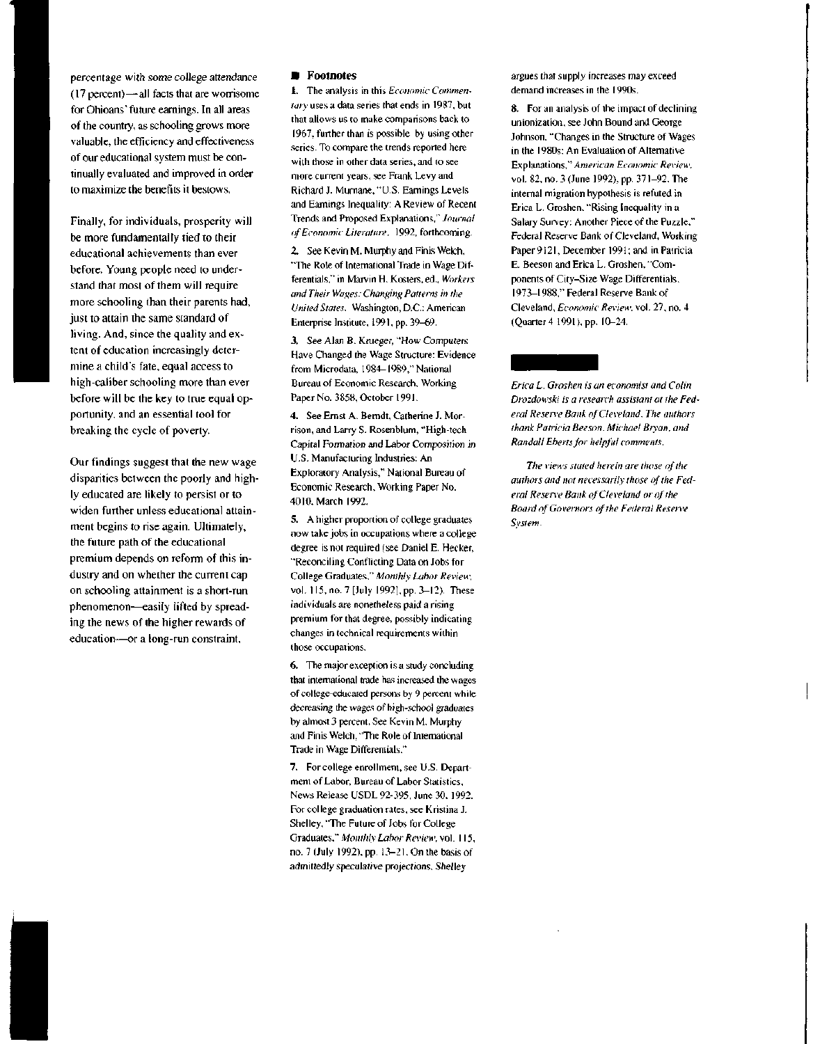percentage with some college attendance (17 percent)—all facts that are worrisome for Ohioans' future earnings. In all areas of the country, as schooling grows more valuable, the efficiency and effectiveness of our educational system must be continually evaluated and improved in order to maximize the benefits it bestows.

Finally, for individuals, prosperity will be more fundamentally tied to their educational achievements than ever before. Young people need to understand that most of them will require more schooling than their parents had, just to attain the same standard of living. And, since the quality and extent of education increasingly determine a child's fate, equal access to high-caliber schooling more than ever before will be the key to true equal opportunity, and an essential tool for breaking the cycle of poverty.

Our findings suggest that the new wage disparities between the poorly and highly educated are likely to persist or to widen further unless educational attainment begins to rise again. Ultimately, the future path of the educational premium depends on reform of this industry and on whether the current cap on schooling attainment is a short-run phenomenon—easily lifted by spreading the news of the higher rewards of education—or a long-run constraint.

## Footnotes

1. The analysis in this *Economic Commentary* uses a data series that ends in 1987, but that allows us to make comparisons back to 1967, further than is possible by using other series. To compare the trends reported here with those in other data series, and to see more current years, see Frank Levy and Richard J. Murnane, "U.S. Earnings Levels and Earnings Inequality: A Review of Recent Trends and Proposed Explanations," *Journal of Economic Literature*, 1992, forthcoming.

2. See Kevin M. Murphy and Finis Welch, "The Role of International Trade in Wage Differentials," in Marvin H. Kosters, ed., *Workers and Their Wages: Changing Patterns in the United States*. Washington, D.C.: American Enterprise Institute, 1991, pp. 39–69.

3. See Alan B. Krueger, "How Computers Have Changed the Wage Structure: Evidence from Microdata, 1984–1989," National Bureau of Economic Research, Working Paper No. 3858, October 1991.

4. See Ernst A. Berndt, Catherine J. Morrison, and Larry S. Rosenblum, "High-tech Capital Formation and Labor Composition in U.S. Manufacturing Industries: An Exploratory Analysis," National Bureau of Economic Research, Working Paper No. 4010, March 1992.

5. A higher proportion of college graduates now take jobs in occupations where a college degree is not required (see Daniel E. Hecker, "Reconciling Conflicting Data on Jobs for College Graduates," *Monthly Labor Review*, vol. 115, no. 7 [July 1992], pp. 3–12). These individuals are nonetheless paid a rising premium for that degree, possibly indicating changes in technical requirements within those occupations.

6. The major exception is a study concluding that international trade has increased the wages of college-educated persons by 9 percent while decreasing the wages of high-school graduates by almost 3 percent. See Kevin M. Murphy and Finis Welch, "The Role of International Trade in Wage Differentials."

7. For college enrollment, see U.S. Department of Labor, Bureau of Labor Statistics, News Release USDL 92-395, June 30, 1992. For college graduation rates, see Kristina J. Shelley, "The Future of Jobs for College Graduates," *Monthly Labor Review*, vol. 115, no. 7 (July 1992), pp. 13–21. On the basis of admittedly speculative projections, Shelley argues that supply increases may exceed demand increases in the 1990s.

8. For an analysis of the impact of declining unionization, see John Bound and George Johnson, "Changes in the Structure of Wages in the 1980s: An Evaluation of Alternative Explanations," *American Economic Review*, vol. 82, no. 3 (June 1992), pp. 371–92. The internal migration hypothesis is refuted in Erica L. Groshen, "Rising Inequality in a Salary Survey: Another Piece of the Puzzle," Federal Reserve Bank of Cleveland, Working Paper 9121, December 1991; and in Patricia E. Beeson and Erica L. Groshen, "Components of City-Size Wage Differentials, 1973–1988," Federal Reserve Bank of Cleveland, *Economic Review*, vol. 27, no. 4 (Quarter 4 1991), pp. 10–24.

*Erica L. Groshen is an economist and Colin Drozdowski is a research assistant at the Federal Reserve Bank of Cleveland. The authors thank Patricia Beeson, Michael Bryan, and Randall Eberts for helpful comments.*

*The views stated herein are those of the authors and not necessarily those of the Federal Reserve Bank of Cleveland or of the Board of Governors of the Federal Reserve System.*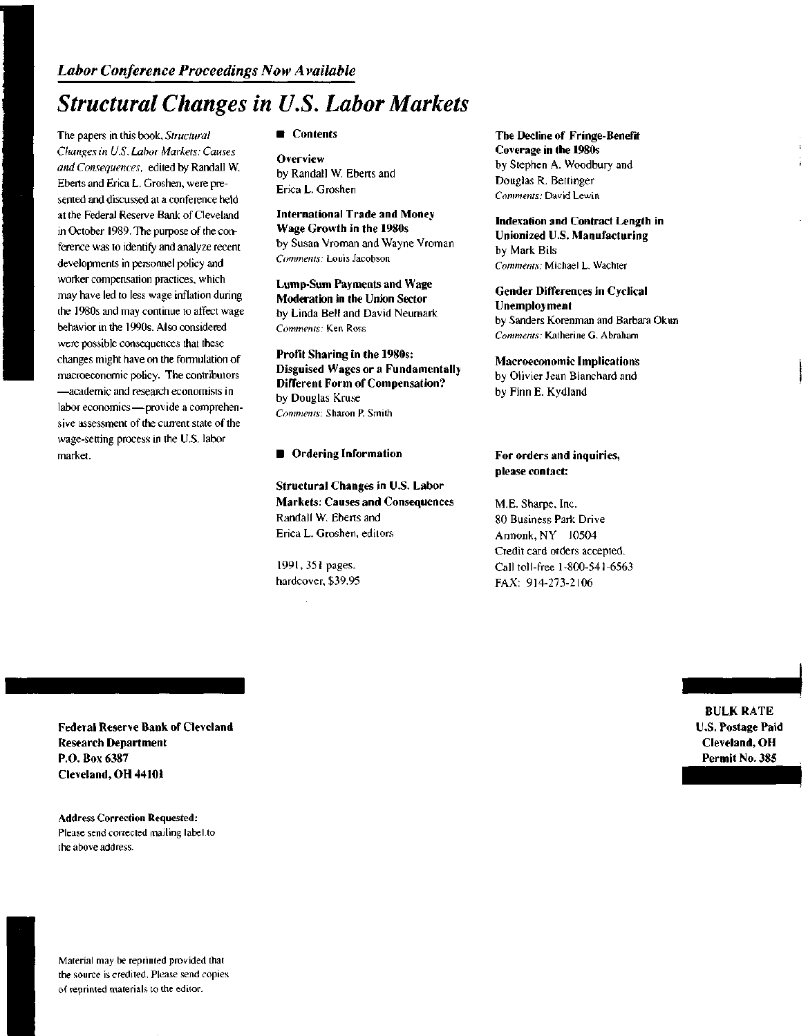*Labor Conference Proceedings Now Available*

# *Structural Changes in U.S. Labor Markets*

The papers in this book, *Structural Changes in U.S. Labor Markets: Causes and Consequences*, edited by Randall W. Eberts and Erica L. Groshen, were presented and discussed at a conference held at the Federal Reserve Bank of Cleveland in October 1989. The purpose of the conference was to identify and analyze recent developments in personnel policy and worker compensation practices, which may have led to less wage inflation during the 1980s and may continue to affect wage behavior in the 1990s. Also considered were possible consequences that these changes might have on the formulation of macroeconomic policy. The contributors —academic and research economists in labor economics—provide a comprehensive assessment of the current state of the wage-setting process in the U.S. labor market.

## Contents

**Overview**
by Randall W. Eberts and Erica L. Groshen

**International Trade and Money Wage Growth in the 1980s**
by Susan Vroman and Wayne Vroman
*Comments:* Louis Jacobson

**Lump-Sum Payments and Wage Moderation in the Union Sector**
by Linda Bell and David Neumark
*Comments:* Ken Ross

**Profit Sharing in the 1980s: Disguised Wages or a Fundamentally Different Form of Compensation?**
by Douglas Kruse
*Comments:* Sharon P. Smith

**The Decline of Fringe-Benefit Coverage in the 1980s**
by Stephen A. Woodbury and Douglas R. Bettinger
*Comments:* David Lewin

**Indexation and Contract Length in Unionized U.S. Manufacturing**
by Mark Bils
*Comments:* Michael L. Wachter

**Gender Differences in Cyclical Unemployment**
by Sanders Korenman and Barbara Okun
*Comments:* Katherine G. Abraham

**Macroeconomic Implications**
by Olivier Jean Blanchard and by Finn E. Kydland

## Ordering Information

**Structural Changes in U.S. Labor Markets: Causes and Consequences**
Randall W. Eberts and Erica L. Groshen, editors

1991, 351 pages,
hardcover, $39.95

**For orders and inquiries, please contact:**

M.E. Sharpe, Inc.
80 Business Park Drive
Armonk, NY 10504
Credit card orders accepted.
Call toll-free 1-800-541-6563
FAX: 914-273-2106

**Federal Reserve Bank of Cleveland**
**Research Department**
**P.O. Box 6387**
**Cleveland, OH 44101**

**Address Correction Requested:**
Please send corrected mailing label to the above address.

**BULK RATE**
**U.S. Postage Paid**
**Cleveland, OH**
**Permit No. 385**

Material may be reprinted provided that the source is credited. Please send copies of reprinted materials to the editor.